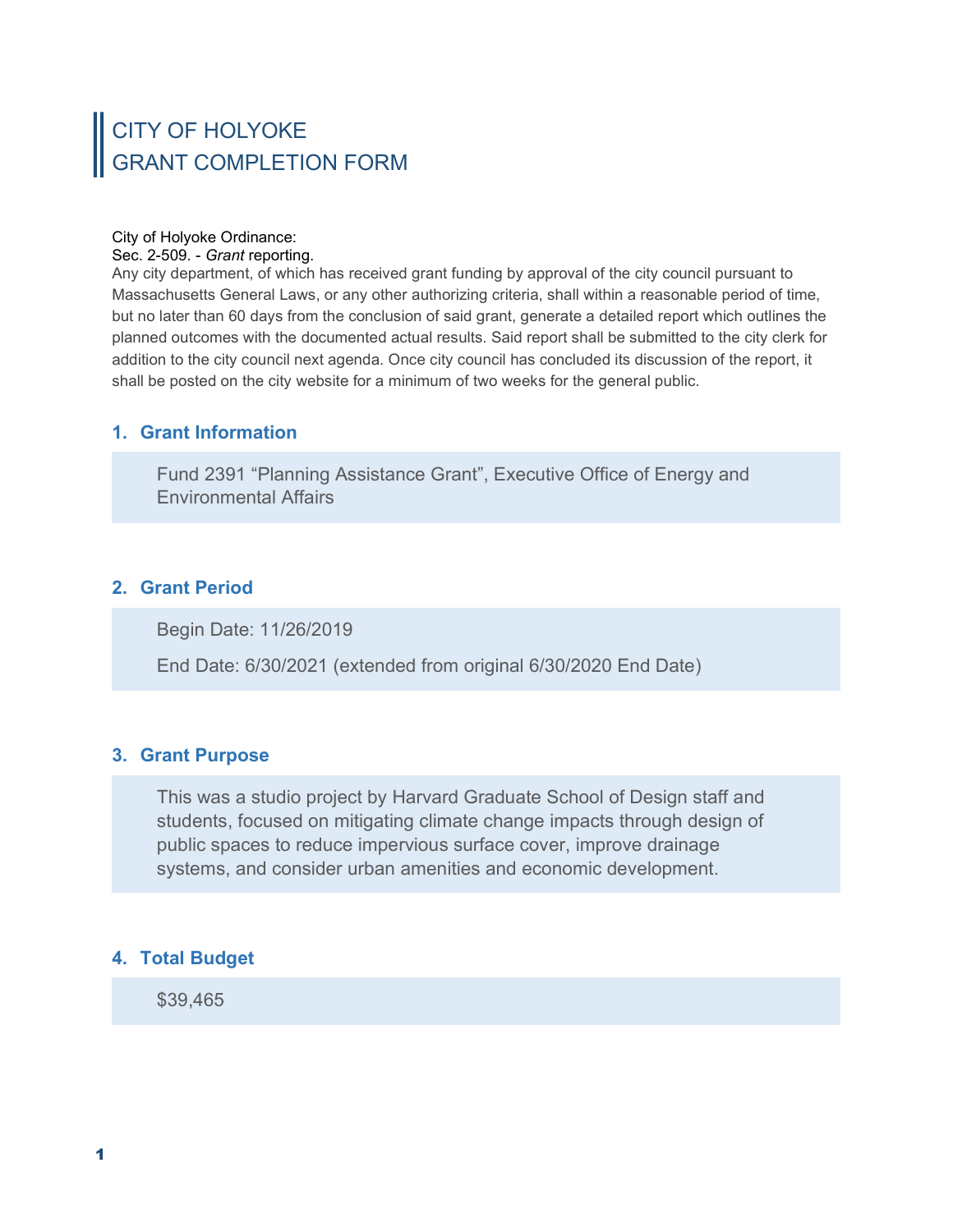# CITY OF HOLYOKE
# GRANT COMPLETION FORM

City of Holyoke Ordinance:
Sec. 2-509. - *Grant* reporting.
Any city department, of which has received grant funding by approval of the city council pursuant to Massachusetts General Laws, or any other authorizing criteria, shall within a reasonable period of time, but no later than 60 days from the conclusion of said grant, generate a detailed report which outlines the planned outcomes with the documented actual results. Said report shall be submitted to the city clerk for addition to the city council next agenda. Once city council has concluded its discussion of the report, it shall be posted on the city website for a minimum of two weeks for the general public.

## 1. Grant Information

Fund 2391 “Planning Assistance Grant”, Executive Office of Energy and Environmental Affairs

## 2. Grant Period

Begin Date: 11/26/2019

End Date: 6/30/2021 (extended from original 6/30/2020 End Date)

## 3. Grant Purpose

This was a studio project by Harvard Graduate School of Design staff and students, focused on mitigating climate change impacts through design of public spaces to reduce impervious surface cover, improve drainage systems, and consider urban amenities and economic development.

## 4. Total Budget

$39,465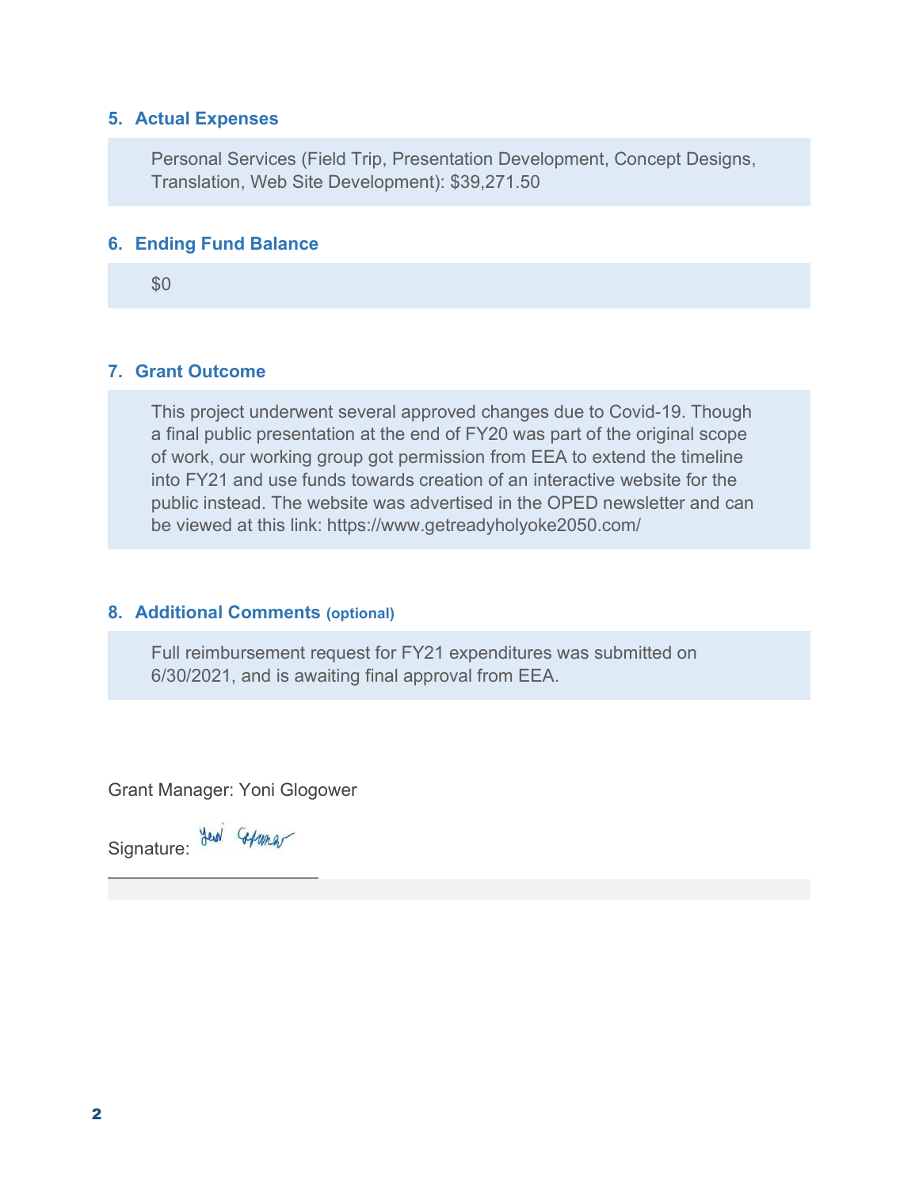## 5. Actual Expenses

Personal Services (Field Trip, Presentation Development, Concept Designs, Translation, Web Site Development): $39,271.50

## 6. Ending Fund Balance

$0

## 7. Grant Outcome

This project underwent several approved changes due to Covid-19. Though a final public presentation at the end of FY20 was part of the original scope of work, our working group got permission from EEA to extend the timeline into FY21 and use funds towards creation of an interactive website for the public instead. The website was advertised in the OPED newsletter and can be viewed at this link: https://www.getreadyholyoke2050.com/

## 8. Additional Comments (optional)

Full reimbursement request for FY21 expenditures was submitted on 6/30/2021, and is awaiting final approval from EEA.

Grant Manager: Yoni Glogower

Signature: ______________________